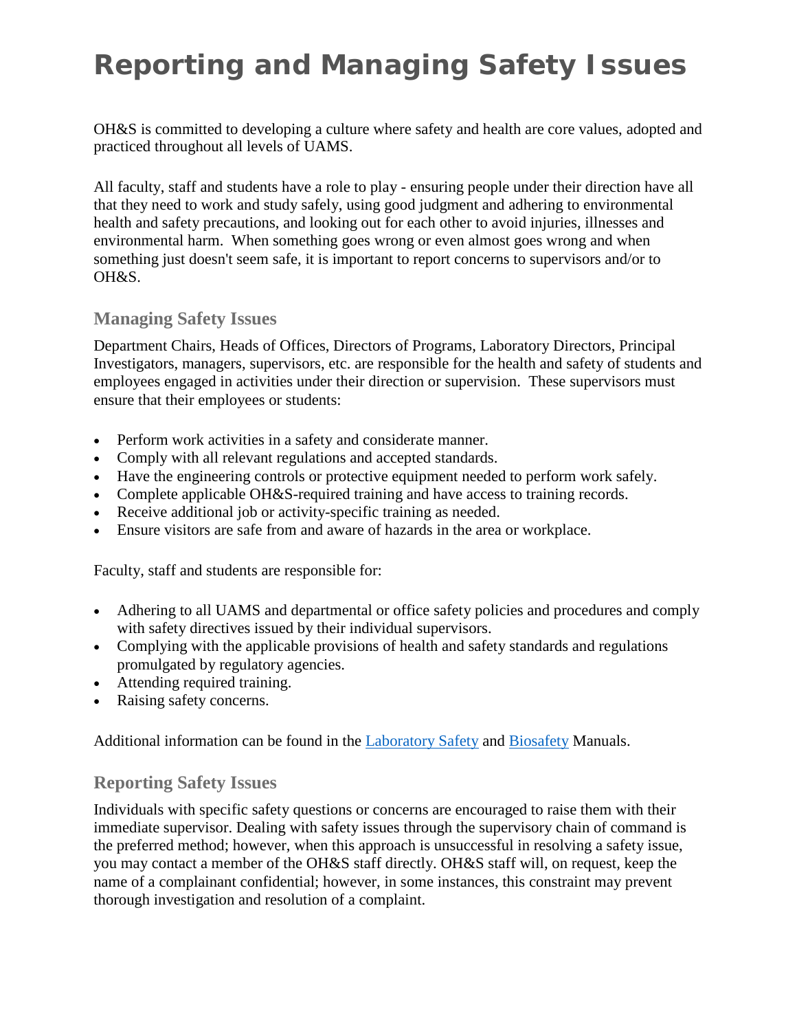# Reporting and Managing Safety Issues

OH&S is committed to developing a culture where safety and health are core values, adopted and practiced throughout all levels of UAMS.

All faculty, staff and students have a role to play - ensuring people under their direction have all that they need to work and study safely, using good judgment and adhering to environmental health and safety precautions, and looking out for each other to avoid injuries, illnesses and environmental harm. When something goes wrong or even almost goes wrong and when something just doesn't seem safe, it is important to report concerns to supervisors and/or to OH&S.

## Managing Safety Issues

Department Chairs, Heads of Offices, Directors of Programs, Laboratory Directors, Principal Investigators, managers, supervisors, etc. are responsible for the health and safety of students and employees engaged in activities under their direction or supervision. These supervisors must ensure that their employees or students:

- Perform work activities in a safety and considerate manner.
- Comply with all relevant regulations and accepted standards.
- Have the engineering controls or protective equipment needed to perform work safely.
- Complete applicable OH&S-required training and have access to training records.
- Receive additional job or activity-specific training as needed.
- Ensure visitors are safe from and aware of hazards in the area or workplace.

Faculty, staff and students are responsible for:

- Adhering to all UAMS and departmental or office safety policies and procedures and comply with safety directives issued by their individual supervisors.
- Complying with the applicable provisions of health and safety standards and regulations promulgated by regulatory agencies.
- Attending required training.
- Raising safety concerns.

Additional information can be found in the Laboratory Safety and Biosafety Manuals.

## Reporting Safety Issues

Individuals with specific safety questions or concerns are encouraged to raise them with their immediate supervisor. Dealing with safety issues through the supervisory chain of command is the preferred method; however, when this approach is unsuccessful in resolving a safety issue, you may contact a member of the OH&S staff directly. OH&S staff will, on request, keep the name of a complainant confidential; however, in some instances, this constraint may prevent thorough investigation and resolution of a complaint.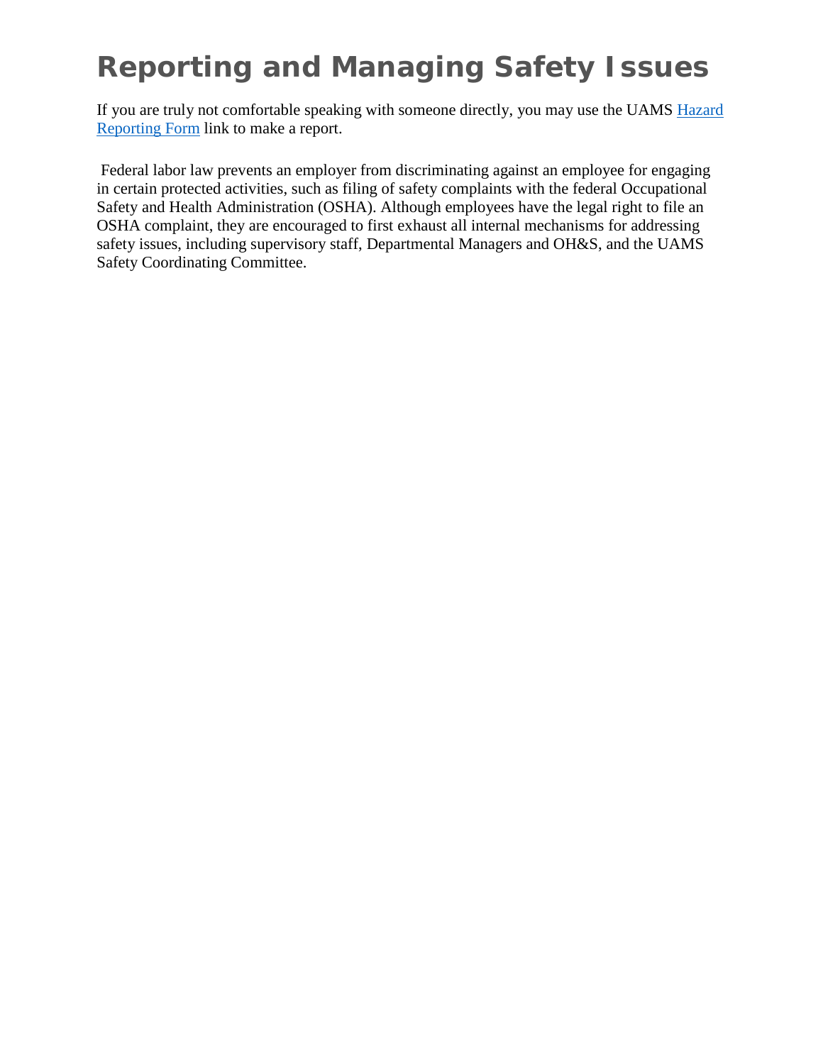# Reporting and Managing Safety Issues

If you are truly not comfortable speaking with someone directly, you may use the UAMS Hazard Reporting Form link to make a report.

Federal labor law prevents an employer from discriminating against an employee for engaging in certain protected activities, such as filing of safety complaints with the federal Occupational Safety and Health Administration (OSHA). Although employees have the legal right to file an OSHA complaint, they are encouraged to first exhaust all internal mechanisms for addressing safety issues, including supervisory staff, Departmental Managers and OH&S, and the UAMS Safety Coordinating Committee.